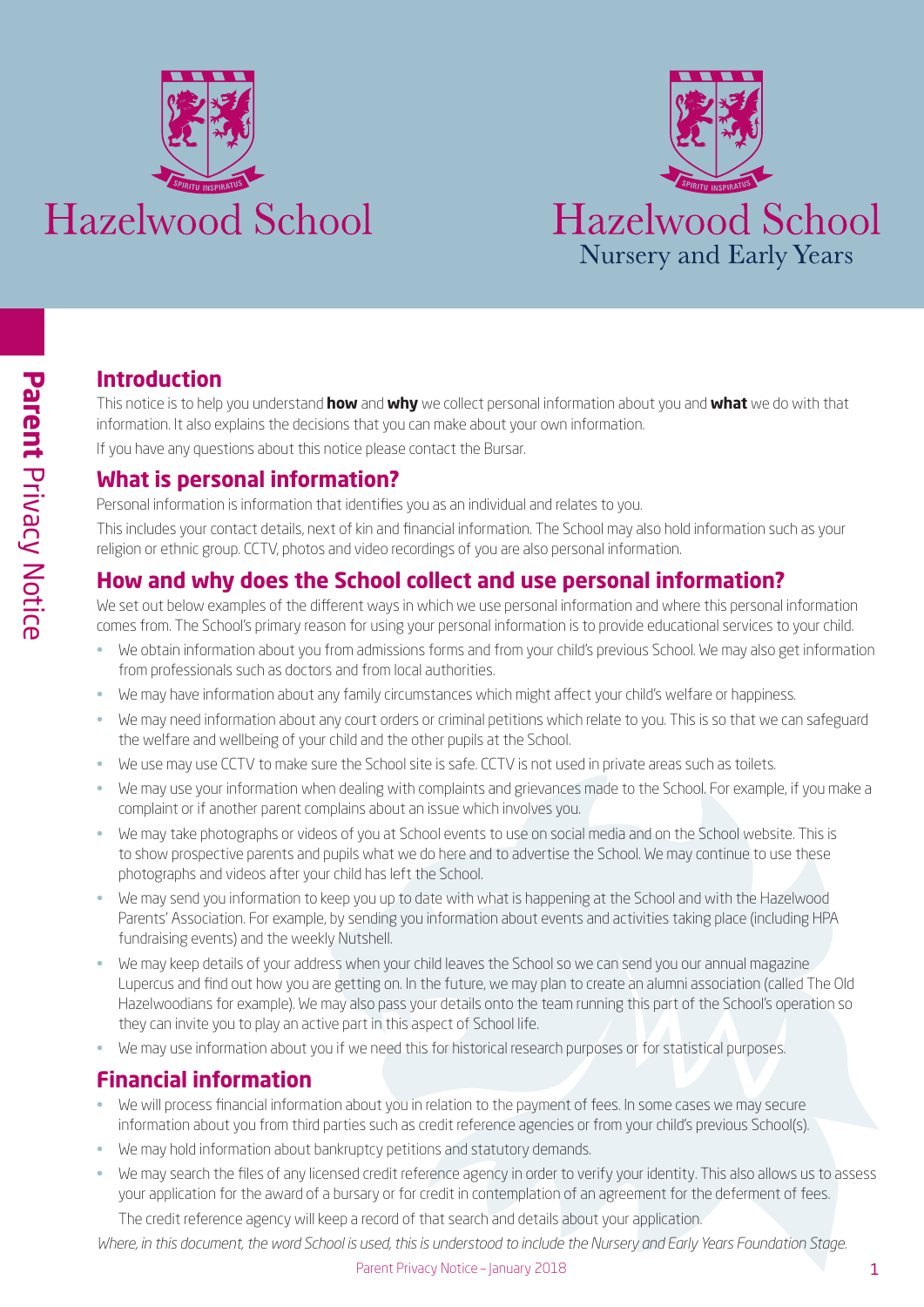# Hazelwood School

# Hazelwood School Nursery and Early Years

**Parent** Privacy Notice

## Introduction

This notice is to help you understand **how** and **why** we collect personal information about you and **what** we do with that information. It also explains the decisions that you can make about your own information.

If you have any questions about this notice please contact the Bursar.

## What is personal information?

Personal information is information that identifies you as an individual and relates to you.

This includes your contact details, next of kin and financial information. The School may also hold information such as your religion or ethnic group. CCTV, photos and video recordings of you are also personal information.

## How and why does the School collect and use personal information?

We set out below examples of the different ways in which we use personal information and where this personal information comes from. The School's primary reason for using your personal information is to provide educational services to your child.

- We obtain information about you from admissions forms and from your child's previous School. We may also get information from professionals such as doctors and from local authorities.
- We may have information about any family circumstances which might affect your child's welfare or happiness.
- We may need information about any court orders or criminal petitions which relate to you. This is so that we can safeguard the welfare and wellbeing of your child and the other pupils at the School.
- We use may use CCTV to make sure the School site is safe. CCTV is not used in private areas such as toilets.
- We may use your information when dealing with complaints and grievances made to the School. For example, if you make a complaint or if another parent complains about an issue which involves you.
- We may take photographs or videos of you at School events to use on social media and on the School website. This is to show prospective parents and pupils what we do here and to advertise the School. We may continue to use these photographs and videos after your child has left the School.
- We may send you information to keep you up to date with what is happening at the School and with the Hazelwood Parents' Association. For example, by sending you information about events and activities taking place (including HPA fundraising events) and the weekly Nutshell.
- We may keep details of your address when your child leaves the School so we can send you our annual magazine Lupercus and find out how you are getting on. In the future, we may plan to create an alumni association (called The Old Hazelwoodians for example). We may also pass your details onto the team running this part of the School's operation so they can invite you to play an active part in this aspect of School life.
- We may use information about you if we need this for historical research purposes or for statistical purposes.

## Financial information

- We will process financial information about you in relation to the payment of fees. In some cases we may secure information about you from third parties such as credit reference agencies or from your child's previous School(s).
- We may hold information about bankruptcy petitions and statutory demands.
- We may search the files of any licensed credit reference agency in order to verify your identity. This also allows us to assess your application for the award of a bursary or for credit in contemplation of an agreement for the deferment of fees.

  The credit reference agency will keep a record of that search and details about your application.

*Where, in this document, the word School is used, this is understood to include the Nursery and Early Years Foundation Stage.*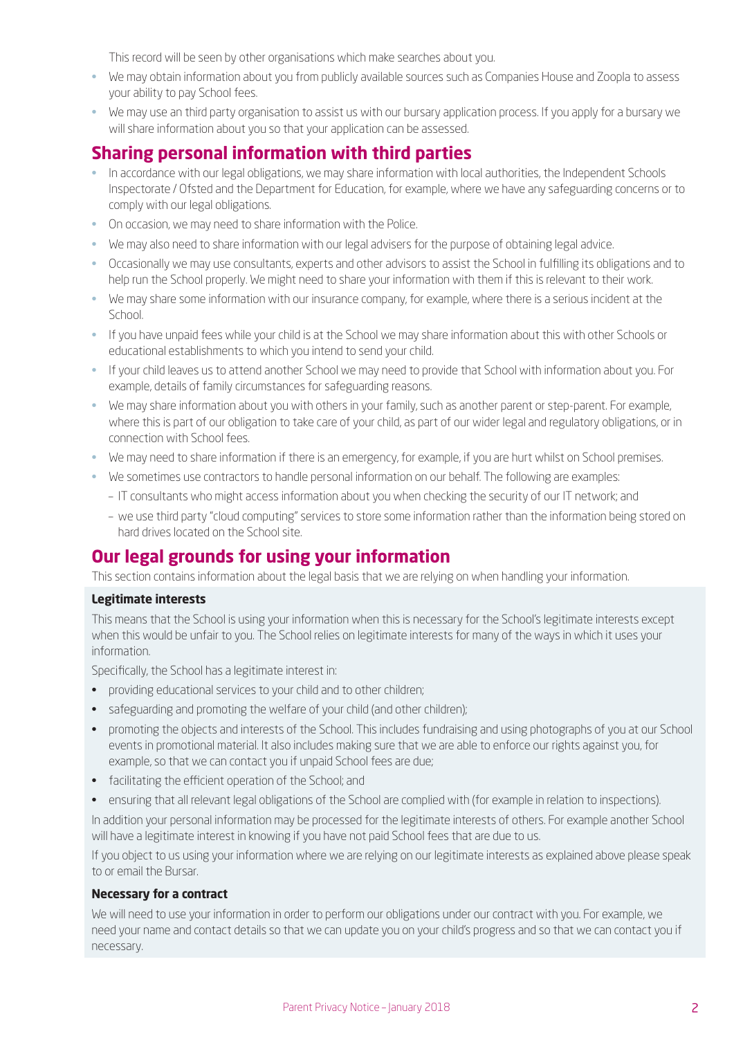This record will be seen by other organisations which make searches about you.

- We may obtain information about you from publicly available sources such as Companies House and Zoopla to assess your ability to pay School fees.
- We may use an third party organisation to assist us with our bursary application process. If you apply for a bursary we will share information about you so that your application can be assessed.

## Sharing personal information with third parties

- In accordance with our legal obligations, we may share information with local authorities, the Independent Schools Inspectorate / Ofsted and the Department for Education, for example, where we have any safeguarding concerns or to comply with our legal obligations.
- On occasion, we may need to share information with the Police.
- We may also need to share information with our legal advisers for the purpose of obtaining legal advice.
- Occasionally we may use consultants, experts and other advisors to assist the School in fulfilling its obligations and to help run the School properly. We might need to share your information with them if this is relevant to their work.
- We may share some information with our insurance company, for example, where there is a serious incident at the School.
- If you have unpaid fees while your child is at the School we may share information about this with other Schools or educational establishments to which you intend to send your child.
- If your child leaves us to attend another School we may need to provide that School with information about you. For example, details of family circumstances for safeguarding reasons.
- We may share information about you with others in your family, such as another parent or step-parent. For example, where this is part of our obligation to take care of your child, as part of our wider legal and regulatory obligations, or in connection with School fees.
- We may need to share information if there is an emergency, for example, if you are hurt whilst on School premises.
- We sometimes use contractors to handle personal information on our behalf. The following are examples:
  - IT consultants who might access information about you when checking the security of our IT network; and
  - we use third party "cloud computing" services to store some information rather than the information being stored on hard drives located on the School site.

## Our legal grounds for using your information

This section contains information about the legal basis that we are relying on when handling your information.

### Legitimate interests

This means that the School is using your information when this is necessary for the School's legitimate interests except when this would be unfair to you. The School relies on legitimate interests for many of the ways in which it uses your information.

Specifically, the School has a legitimate interest in:

- providing educational services to your child and to other children;
- safeguarding and promoting the welfare of your child (and other children);
- promoting the objects and interests of the School. This includes fundraising and using photographs of you at our School events in promotional material. It also includes making sure that we are able to enforce our rights against you, for example, so that we can contact you if unpaid School fees are due;
- facilitating the efficient operation of the School; and
- ensuring that all relevant legal obligations of the School are complied with (for example in relation to inspections).

In addition your personal information may be processed for the legitimate interests of others. For example another School will have a legitimate interest in knowing if you have not paid School fees that are due to us.

If you object to us using your information where we are relying on our legitimate interests as explained above please speak to or email the Bursar.

### Necessary for a contract

We will need to use your information in order to perform our obligations under our contract with you. For example, we need your name and contact details so that we can update you on your child's progress and so that we can contact you if necessary.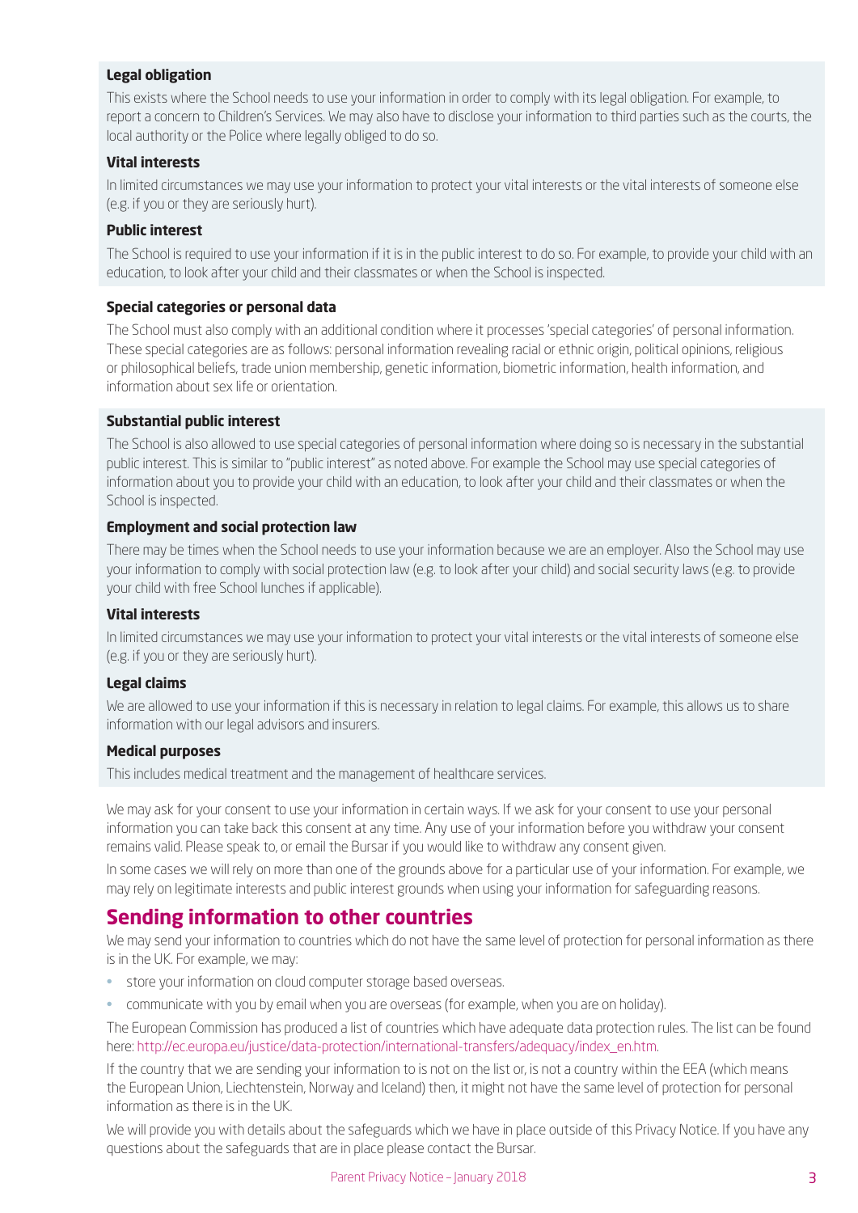### Legal obligation

This exists where the School needs to use your information in order to comply with its legal obligation. For example, to report a concern to Children's Services. We may also have to disclose your information to third parties such as the courts, the local authority or the Police where legally obliged to do so.

### Vital interests

In limited circumstances we may use your information to protect your vital interests or the vital interests of someone else (e.g. if you or they are seriously hurt).

### Public interest

The School is required to use your information if it is in the public interest to do so. For example, to provide your child with an education, to look after your child and their classmates or when the School is inspected.

### Special categories or personal data

The School must also comply with an additional condition where it processes 'special categories' of personal information. These special categories are as follows: personal information revealing racial or ethnic origin, political opinions, religious or philosophical beliefs, trade union membership, genetic information, biometric information, health information, and information about sex life or orientation.

### Substantial public interest

The School is also allowed to use special categories of personal information where doing so is necessary in the substantial public interest. This is similar to "public interest" as noted above. For example the School may use special categories of information about you to provide your child with an education, to look after your child and their classmates or when the School is inspected.

### Employment and social protection law

There may be times when the School needs to use your information because we are an employer. Also the School may use your information to comply with social protection law (e.g. to look after your child) and social security laws (e.g. to provide your child with free School lunches if applicable).

### Vital interests

In limited circumstances we may use your information to protect your vital interests or the vital interests of someone else (e.g. if you or they are seriously hurt).

### Legal claims

We are allowed to use your information if this is necessary in relation to legal claims. For example, this allows us to share information with our legal advisors and insurers.

### Medical purposes

This includes medical treatment and the management of healthcare services.

We may ask for your consent to use your information in certain ways. If we ask for your consent to use your personal information you can take back this consent at any time. Any use of your information before you withdraw your consent remains valid. Please speak to, or email the Bursar if you would like to withdraw any consent given.

In some cases we will rely on more than one of the grounds above for a particular use of your information. For example, we may rely on legitimate interests and public interest grounds when using your information for safeguarding reasons.

## Sending information to other countries

We may send your information to countries which do not have the same level of protection for personal information as there is in the UK. For example, we may:

- store your information on cloud computer storage based overseas.
- communicate with you by email when you are overseas (for example, when you are on holiday).

The European Commission has produced a list of countries which have adequate data protection rules. The list can be found here: http://ec.europa.eu/justice/data-protection/international-transfers/adequacy/index_en.htm.

If the country that we are sending your information to is not on the list or, is not a country within the EEA (which means the European Union, Liechtenstein, Norway and Iceland) then, it might not have the same level of protection for personal information as there is in the UK.

We will provide you with details about the safeguards which we have in place outside of this Privacy Notice. If you have any questions about the safeguards that are in place please contact the Bursar.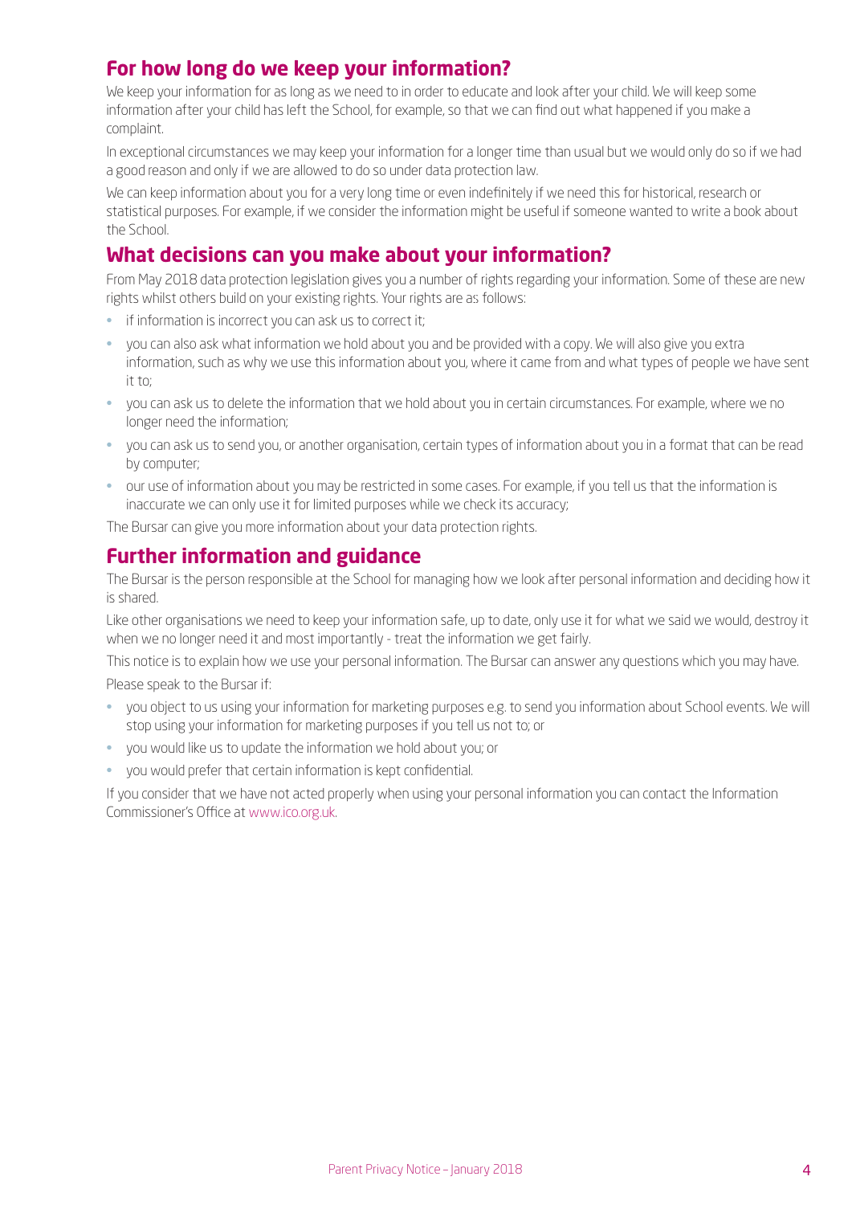## For how long do we keep your information?

We keep your information for as long as we need to in order to educate and look after your child. We will keep some information after your child has left the School, for example, so that we can find out what happened if you make a complaint.

In exceptional circumstances we may keep your information for a longer time than usual but we would only do so if we had a good reason and only if we are allowed to do so under data protection law.

We can keep information about you for a very long time or even indefinitely if we need this for historical, research or statistical purposes. For example, if we consider the information might be useful if someone wanted to write a book about the School.

## What decisions can you make about your information?

From May 2018 data protection legislation gives you a number of rights regarding your information. Some of these are new rights whilst others build on your existing rights. Your rights are as follows:

- if information is incorrect you can ask us to correct it;
- you can also ask what information we hold about you and be provided with a copy. We will also give you extra information, such as why we use this information about you, where it came from and what types of people we have sent it to;
- you can ask us to delete the information that we hold about you in certain circumstances. For example, where we no longer need the information;
- you can ask us to send you, or another organisation, certain types of information about you in a format that can be read by computer;
- our use of information about you may be restricted in some cases. For example, if you tell us that the information is inaccurate we can only use it for limited purposes while we check its accuracy;

The Bursar can give you more information about your data protection rights.

## Further information and guidance

The Bursar is the person responsible at the School for managing how we look after personal information and deciding how it is shared.

Like other organisations we need to keep your information safe, up to date, only use it for what we said we would, destroy it when we no longer need it and most importantly - treat the information we get fairly.

This notice is to explain how we use your personal information. The Bursar can answer any questions which you may have.

Please speak to the Bursar if:

- you object to us using your information for marketing purposes e.g. to send you information about School events. We will stop using your information for marketing purposes if you tell us not to; or
- you would like us to update the information we hold about you; or
- you would prefer that certain information is kept confidential.

If you consider that we have not acted properly when using your personal information you can contact the Information Commissioner's Office at www.ico.org.uk.